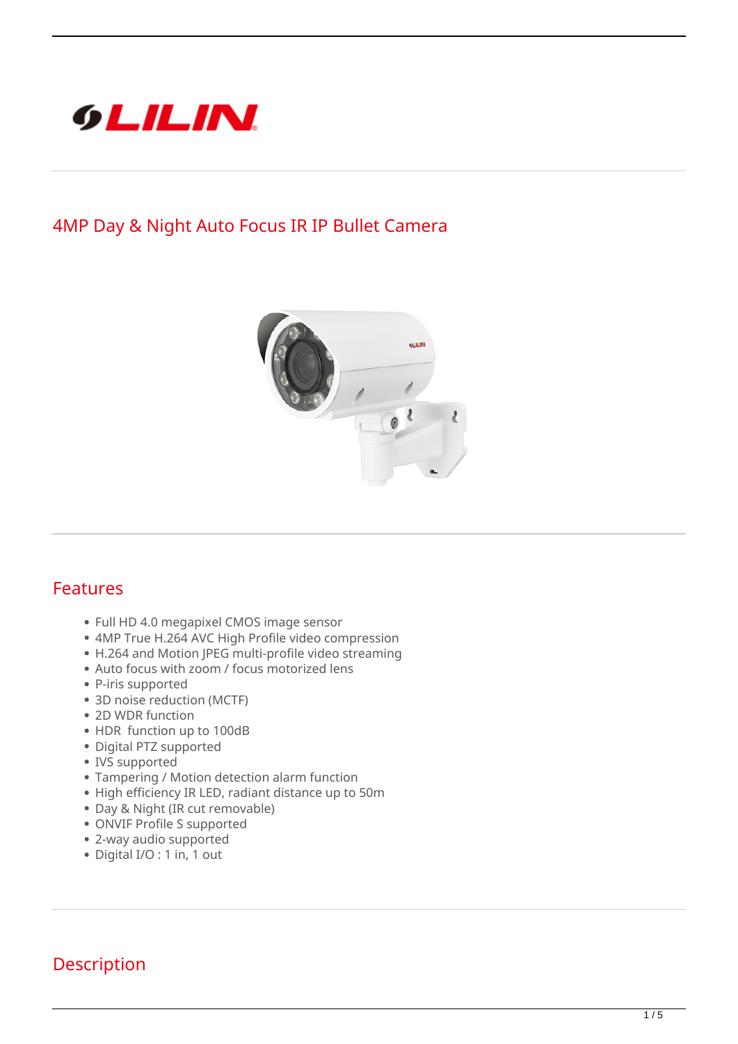LILIN

# 4MP Day & Night Auto Focus IR IP Bullet Camera

## Features

- Full HD 4.0 megapixel CMOS image sensor
- 4MP True H.264 AVC High Profile video compression
- H.264 and Motion JPEG multi-profile video streaming
- Auto focus with zoom / focus motorized lens
- P-iris supported
- 3D noise reduction (MCTF)
- 2D WDR function
- HDR function up to 100dB
- Digital PTZ supported
- IVS supported
- Tampering / Motion detection alarm function
- High efficiency IR LED, radiant distance up to 50m
- Day & Night (IR cut removable)
- ONVIF Profile S supported
- 2-way audio supported
- Digital I/O : 1 in, 1 out

## Description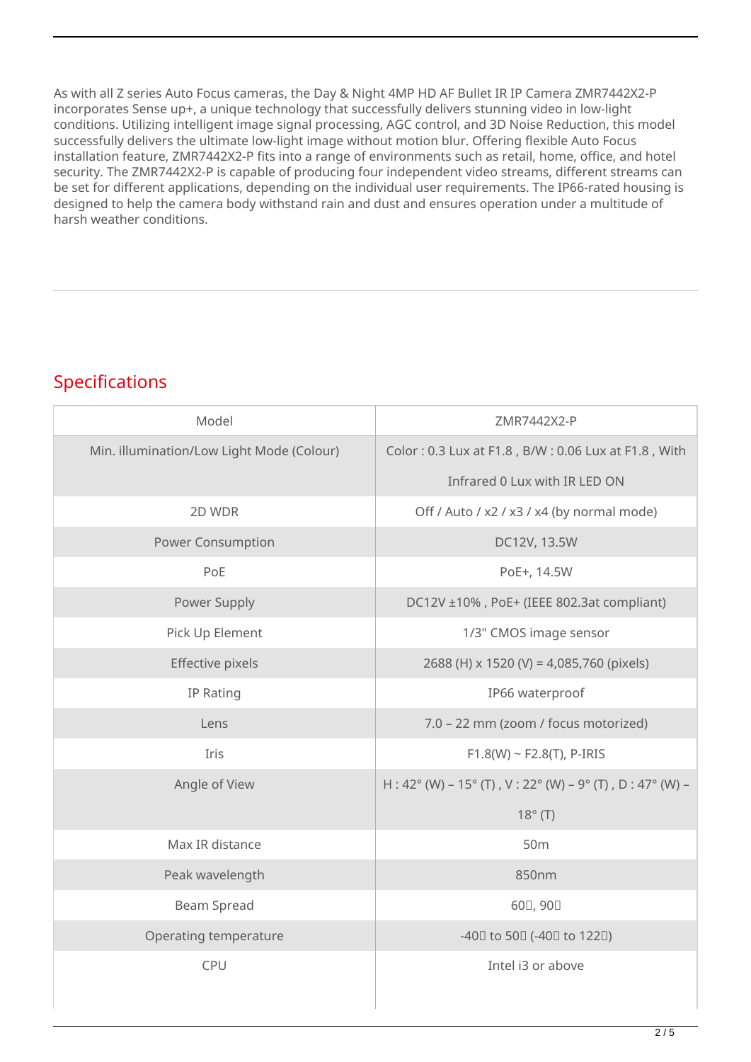As with all Z series Auto Focus cameras, the Day & Night 4MP HD AF Bullet IR IP Camera ZMR7442X2-P incorporates Sense up+, a unique technology that successfully delivers stunning video in low-light conditions. Utilizing intelligent image signal processing, AGC control, and 3D Noise Reduction, this model successfully delivers the ultimate low-light image without motion blur. Offering flexible Auto Focus installation feature, ZMR7442X2-P fits into a range of environments such as retail, home, office, and hotel security. The ZMR7442X2-P is capable of producing four independent video streams, different streams can be set for different applications, depending on the individual user requirements. The IP66-rated housing is designed to help the camera body withstand rain and dust and ensures operation under a multitude of harsh weather conditions.

## Specifications

| Model | ZMR7442X2-P |
|---|---|
| Min. illumination/Low Light Mode (Colour) | Color : 0.3 Lux at F1.8 , B/W : 0.06 Lux at F1.8 , With Infrared 0 Lux with IR LED ON |
| 2D WDR | Off / Auto / x2 / x3 / x4 (by normal mode) |
| Power Consumption | DC12V, 13.5W |
| PoE | PoE+, 14.5W |
| Power Supply | DC12V ±10% , PoE+ (IEEE 802.3at compliant) |
| Pick Up Element | 1/3" CMOS image sensor |
| Effective pixels | 2688 (H) x 1520 (V) = 4,085,760 (pixels) |
| IP Rating | IP66 waterproof |
| Lens | 7.0 – 22 mm (zoom / focus motorized) |
| Iris | F1.8(W) ~ F2.8(T), P-IRIS |
| Angle of View | H : 42° (W) – 15° (T) , V : 22° (W) – 9° (T) , D : 47° (W) – 18° (T) |
| Max IR distance | 50m |
| Peak wavelength | 850nm |
| Beam Spread | 60, 90 |
| Operating temperature | -40 to 50 (-40 to 122) |
| CPU | Intel i3 or above |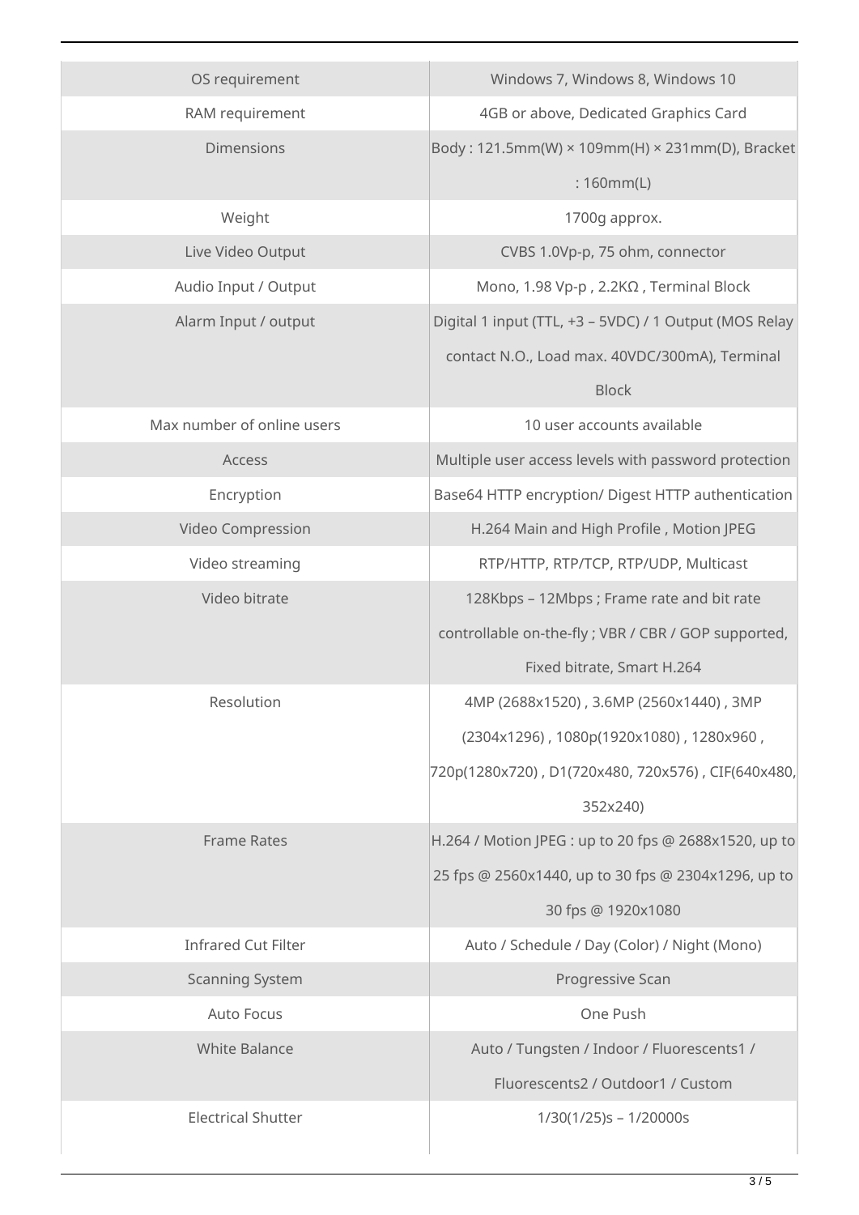| | |
|---|---|
| OS requirement | Windows 7, Windows 8, Windows 10 |
| RAM requirement | 4GB or above, Dedicated Graphics Card |
| Dimensions | Body : 121.5mm(W) × 109mm(H) × 231mm(D), Bracket : 160mm(L) |
| Weight | 1700g approx. |
| Live Video Output | CVBS 1.0Vp-p, 75 ohm, connector |
| Audio Input / Output | Mono, 1.98 Vp-p , 2.2KΩ , Terminal Block |
| Alarm Input / output | Digital 1 input (TTL, +3 – 5VDC) / 1 Output (MOS Relay contact N.O., Load max. 40VDC/300mA), Terminal Block |
| Max number of online users | 10 user accounts available |
| Access | Multiple user access levels with password protection |
| Encryption | Base64 HTTP encryption/ Digest HTTP authentication |
| Video Compression | H.264 Main and High Profile , Motion JPEG |
| Video streaming | RTP/HTTP, RTP/TCP, RTP/UDP, Multicast |
| Video bitrate | 128Kbps – 12Mbps ; Frame rate and bit rate controllable on-the-fly ; VBR / CBR / GOP supported, Fixed bitrate, Smart H.264 |
| Resolution | 4MP (2688x1520) , 3.6MP (2560x1440) , 3MP (2304x1296) , 1080p(1920x1080) , 1280x960 , 720p(1280x720) , D1(720x480, 720x576) , CIF(640x480, 352x240) |
| Frame Rates | H.264 / Motion JPEG : up to 20 fps @ 2688x1520, up to 25 fps @ 2560x1440, up to 30 fps @ 2304x1296, up to 30 fps @ 1920x1080 |
| Infrared Cut Filter | Auto / Schedule / Day (Color) / Night (Mono) |
| Scanning System | Progressive Scan |
| Auto Focus | One Push |
| White Balance | Auto / Tungsten / Indoor / Fluorescents1 / Fluorescents2 / Outdoor1 / Custom |
| Electrical Shutter | 1/30(1/25)s – 1/20000s |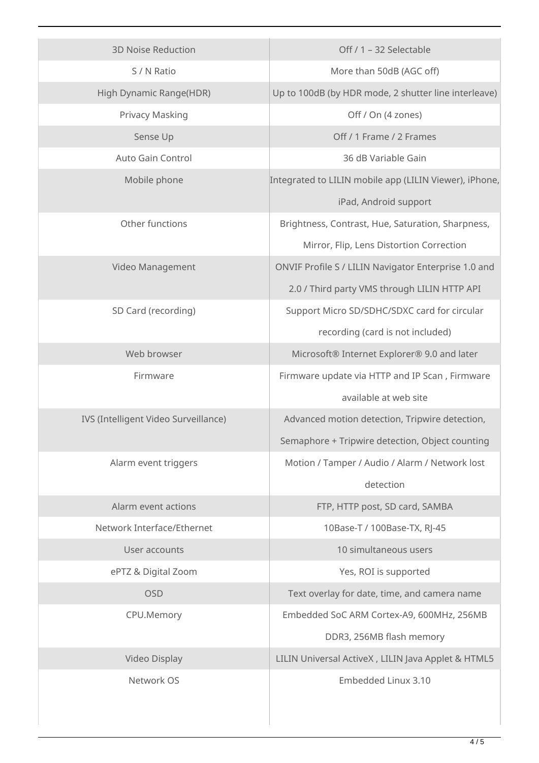| | |
|---|---|
| 3D Noise Reduction | Off / 1 – 32 Selectable |
| S / N Ratio | More than 50dB (AGC off) |
| High Dynamic Range(HDR) | Up to 100dB (by HDR mode, 2 shutter line interleave) |
| Privacy Masking | Off / On (4 zones) |
| Sense Up | Off / 1 Frame / 2 Frames |
| Auto Gain Control | 36 dB Variable Gain |
| Mobile phone | Integrated to LILIN mobile app (LILIN Viewer), iPhone, iPad, Android support |
| Other functions | Brightness, Contrast, Hue, Saturation, Sharpness, Mirror, Flip, Lens Distortion Correction |
| Video Management | ONVIF Profile S / LILIN Navigator Enterprise 1.0 and 2.0 / Third party VMS through LILIN HTTP API |
| SD Card (recording) | Support Micro SD/SDHC/SDXC card for circular recording (card is not included) |
| Web browser | Microsoft® Internet Explorer® 9.0 and later |
| Firmware | Firmware update via HTTP and IP Scan , Firmware available at web site |
| IVS (Intelligent Video Surveillance) | Advanced motion detection, Tripwire detection, Semaphore + Tripwire detection, Object counting |
| Alarm event triggers | Motion / Tamper / Audio / Alarm / Network lost detection |
| Alarm event actions | FTP, HTTP post, SD card, SAMBA |
| Network Interface/Ethernet | 10Base-T / 100Base-TX, RJ-45 |
| User accounts | 10 simultaneous users |
| ePTZ & Digital Zoom | Yes, ROI is supported |
| OSD | Text overlay for date, time, and camera name |
| CPU.Memory | Embedded SoC ARM Cortex-A9, 600MHz, 256MB DDR3, 256MB flash memory |
| Video Display | LILIN Universal ActiveX , LILIN Java Applet & HTML5 |
| Network OS | Embedded Linux 3.10 |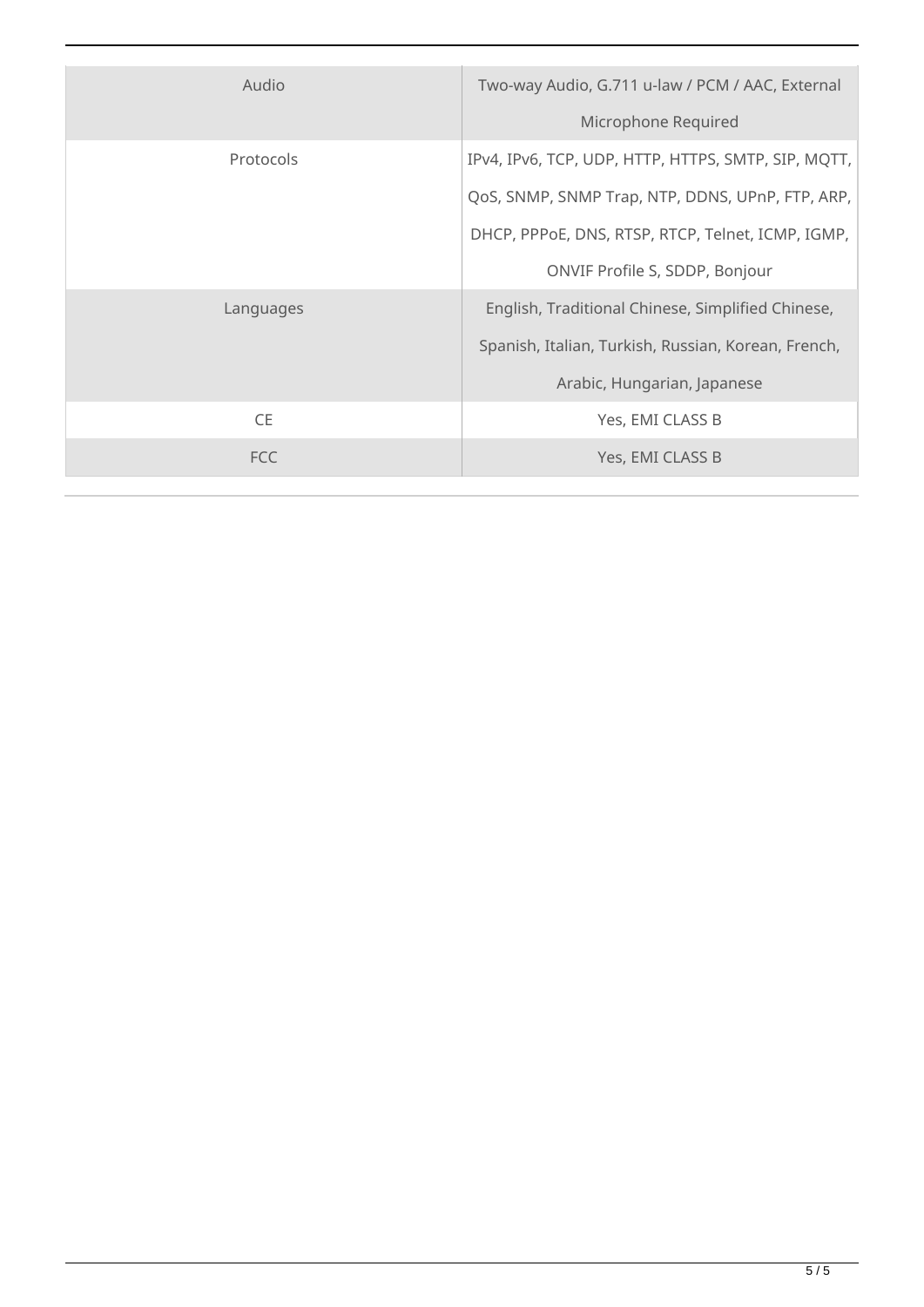| | |
|---|---|
| Audio | Two-way Audio, G.711 u-law / PCM / AAC, External Microphone Required |
| Protocols | IPv4, IPv6, TCP, UDP, HTTP, HTTPS, SMTP, SIP, MQTT, QoS, SNMP, SNMP Trap, NTP, DDNS, UPnP, FTP, ARP, DHCP, PPPoE, DNS, RTSP, RTCP, Telnet, ICMP, IGMP, ONVIF Profile S, SDDP, Bonjour |
| Languages | English, Traditional Chinese, Simplified Chinese, Spanish, Italian, Turkish, Russian, Korean, French, Arabic, Hungarian, Japanese |
| CE | Yes, EMI CLASS B |
| FCC | Yes, EMI CLASS B |